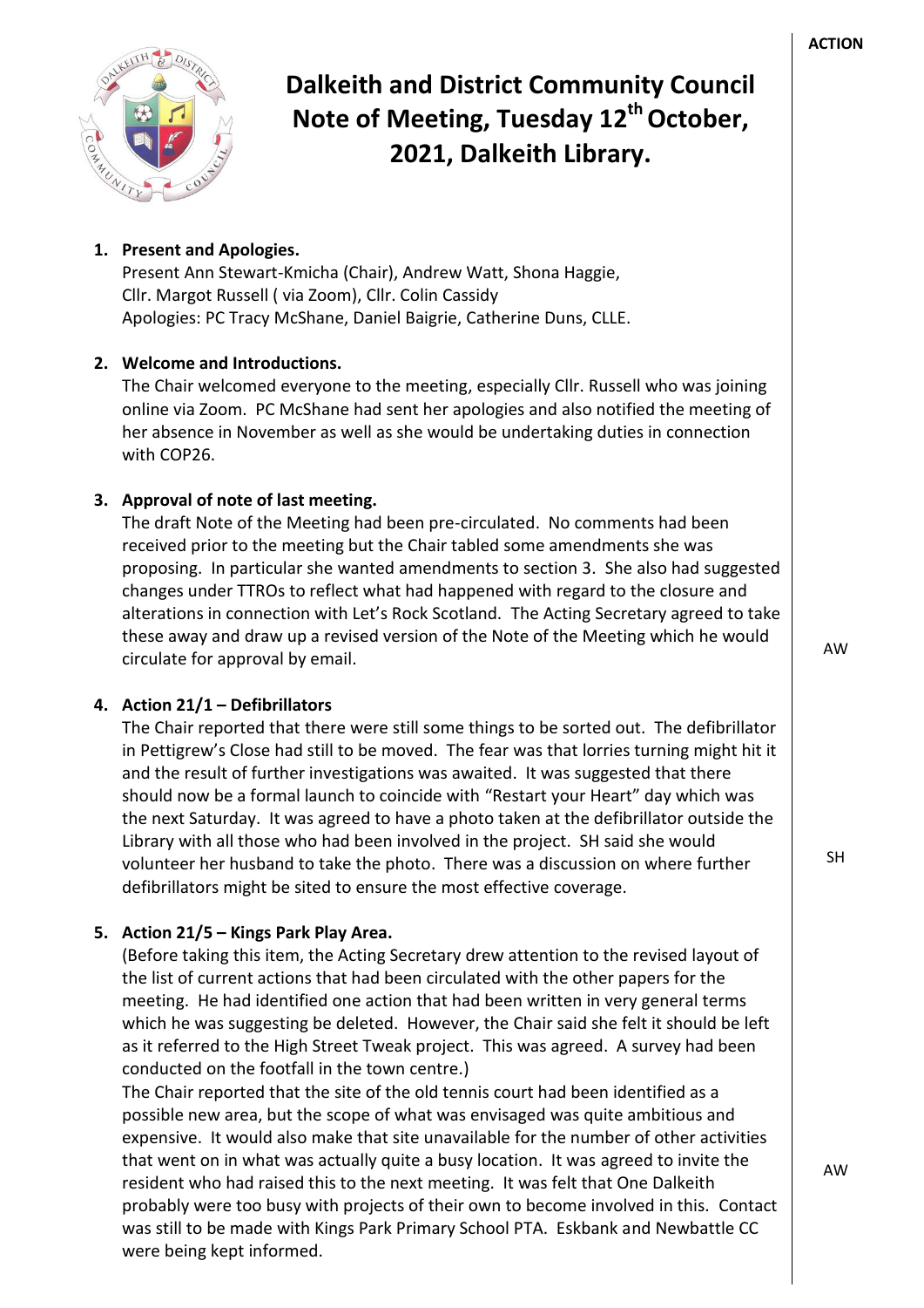**ACTION**

# Dalkeith and District Community Council Note of Meeting, Tuesday 12th October, 2021, Dalkeith Library.

**1. Present and Apologies.**

Present Ann Stewart-Kmicha (Chair), Andrew Watt, Shona Haggie, Cllr. Margot Russell ( via Zoom), Cllr. Colin Cassidy
Apologies: PC Tracy McShane, Daniel Baigrie, Catherine Duns, CLLE.

**2. Welcome and Introductions.**

The Chair welcomed everyone to the meeting, especially Cllr. Russell who was joining online via Zoom. PC McShane had sent her apologies and also notified the meeting of her absence in November as well as she would be undertaking duties in connection with COP26.

**3. Approval of note of last meeting.**

The draft Note of the Meeting had been pre-circulated. No comments had been received prior to the meeting but the Chair tabled some amendments she was proposing. In particular she wanted amendments to section 3. She also had suggested changes under TTROs to reflect what had happened with regard to the closure and alterations in connection with Let's Rock Scotland. The Acting Secretary agreed to take these away and draw up a revised version of the Note of the Meeting which he would circulate for approval by email. — **AW**

**4. Action 21/1 – Defibrillators**

The Chair reported that there were still some things to be sorted out. The defibrillator in Pettigrew's Close had still to be moved. The fear was that lorries turning might hit it and the result of further investigations was awaited. It was suggested that there should now be a formal launch to coincide with "Restart your Heart" day which was the next Saturday. It was agreed to have a photo taken at the defibrillator outside the Library with all those who had been involved in the project. SH said she would volunteer her husband to take the photo. There was a discussion on where further defibrillators might be sited to ensure the most effective coverage. — **SH**

**5. Action 21/5 – Kings Park Play Area.**

(Before taking this item, the Acting Secretary drew attention to the revised layout of the list of current actions that had been circulated with the other papers for the meeting. He had identified one action that had been written in very general terms which he was suggesting be deleted. However, the Chair said she felt it should be left as it referred to the High Street Tweak project. This was agreed. A survey had been conducted on the footfall in the town centre.)

The Chair reported that the site of the old tennis court had been identified as a possible new area, but the scope of what was envisaged was quite ambitious and expensive. It would also make that site unavailable for the number of other activities that went on in what was actually quite a busy location. It was agreed to invite the resident who had raised this to the next meeting. It was felt that One Dalkeith probably were too busy with projects of their own to become involved in this. Contact was still to be made with Kings Park Primary School PTA. Eskbank and Newbattle CC were being kept informed. — **AW**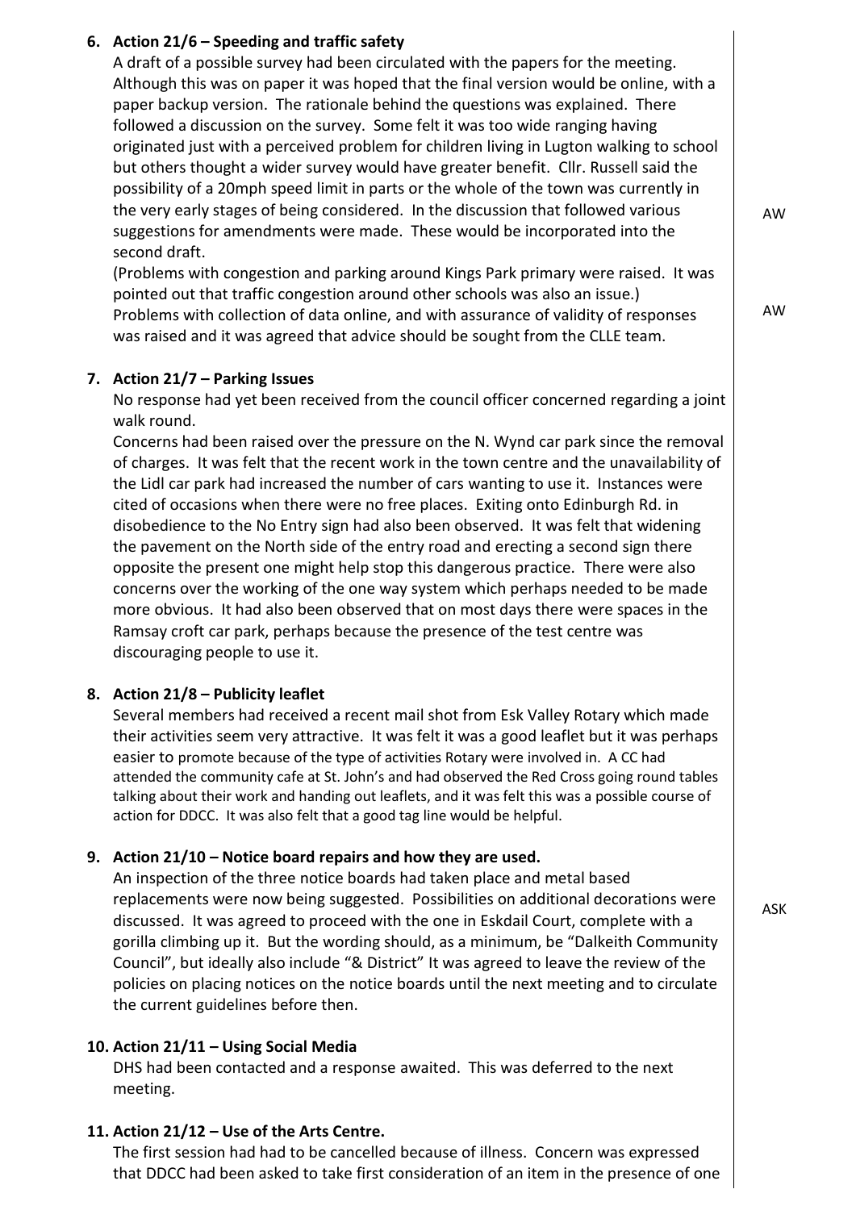6. **Action 21/6 – Speeding and traffic safety**

   A draft of a possible survey had been circulated with the papers for the meeting. Although this was on paper it was hoped that the final version would be online, with a paper backup version. The rationale behind the questions was explained. There followed a discussion on the survey. Some felt it was too wide ranging having originated just with a perceived problem for children living in Lugton walking to school but others thought a wider survey would have greater benefit. Cllr. Russell said the possibility of a 20mph speed limit in parts or the whole of the town was currently in the very early stages of being considered. In the discussion that followed various suggestions for amendments were made. These would be incorporated into the second draft. **AW**

   (Problems with congestion and parking around Kings Park primary were raised. It was pointed out that traffic congestion around other schools was also an issue.)

   Problems with collection of data online, and with assurance of validity of responses was raised and it was agreed that advice should be sought from the CLLE team. **AW**

7. **Action 21/7 – Parking Issues**

   No response had yet been received from the council officer concerned regarding a joint walk round.

   Concerns had been raised over the pressure on the N. Wynd car park since the removal of charges. It was felt that the recent work in the town centre and the unavailability of the Lidl car park had increased the number of cars wanting to use it. Instances were cited of occasions when there were no free places. Exiting onto Edinburgh Rd. in disobedience to the No Entry sign had also been observed. It was felt that widening the pavement on the North side of the entry road and erecting a second sign there opposite the present one might help stop this dangerous practice. There were also concerns over the working of the one way system which perhaps needed to be made more obvious. It had also been observed that on most days there were spaces in the Ramsay croft car park, perhaps because the presence of the test centre was discouraging people to use it.

8. **Action 21/8 – Publicity leaflet**

   Several members had received a recent mail shot from Esk Valley Rotary which made their activities seem very attractive. It was felt it was a good leaflet but it was perhaps easier to promote because of the type of activities Rotary were involved in. A CC had attended the community cafe at St. John's and had observed the Red Cross going round tables talking about their work and handing out leaflets, and it was felt this was a possible course of action for DDCC. It was also felt that a good tag line would be helpful.

9. **Action 21/10 – Notice board repairs and how they are used.**

   An inspection of the three notice boards had taken place and metal based replacements were now being suggested. Possibilities on additional decorations were discussed. It was agreed to proceed with the one in Eskdail Court, complete with a gorilla climbing up it. But the wording should, as a minimum, be "Dalkeith Community Council", but ideally also include "& District" It was agreed to leave the review of the policies on placing notices on the notice boards until the next meeting and to circulate the current guidelines before then. **ASK**

10. **Action 21/11 – Using Social Media**

    DHS had been contacted and a response awaited. This was deferred to the next meeting.

11. **Action 21/12 – Use of the Arts Centre.**

    The first session had had to be cancelled because of illness. Concern was expressed that DDCC had been asked to take first consideration of an item in the presence of one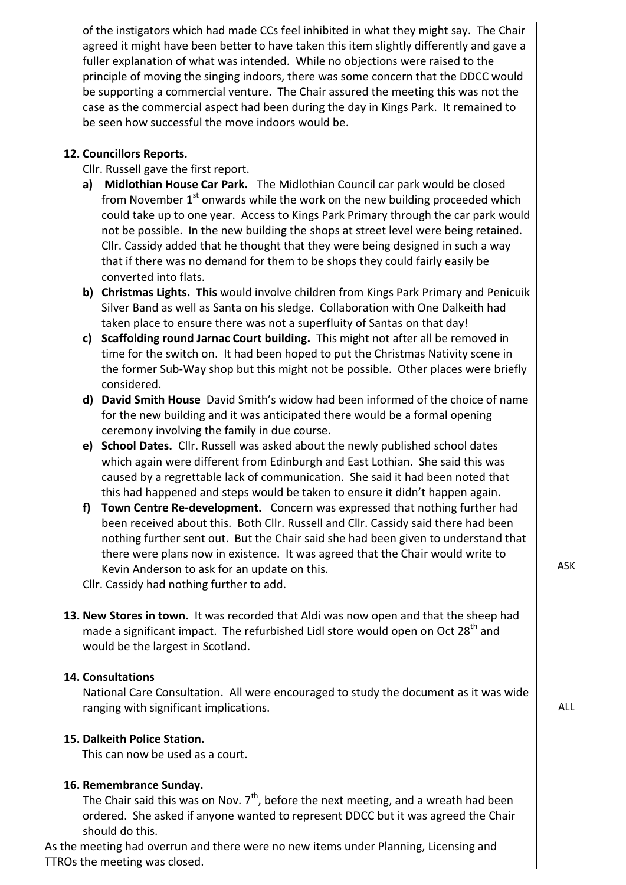of the instigators which had made CCs feel inhibited in what they might say. The Chair agreed it might have been better to have taken this item slightly differently and gave a fuller explanation of what was intended. While no objections were raised to the principle of moving the singing indoors, there was some concern that the DDCC would be supporting a commercial venture. The Chair assured the meeting this was not the case as the commercial aspect had been during the day in Kings Park. It remained to be seen how successful the move indoors would be.

**12. Councillors Reports.**

Cllr. Russell gave the first report.

a) **Midlothian House Car Park.** The Midlothian Council car park would be closed from November 1st onwards while the work on the new building proceeded which could take up to one year. Access to Kings Park Primary through the car park would not be possible. In the new building the shops at street level were being retained. Cllr. Cassidy added that he thought that they were being designed in such a way that if there was no demand for them to be shops they could fairly easily be converted into flats.

b) **Christmas Lights. This** would involve children from Kings Park Primary and Penicuik Silver Band as well as Santa on his sledge. Collaboration with One Dalkeith had taken place to ensure there was not a superfluity of Santas on that day!

c) **Scaffolding round Jarnac Court building.** This might not after all be removed in time for the switch on. It had been hoped to put the Christmas Nativity scene in the former Sub-Way shop but this might not be possible. Other places were briefly considered.

d) **David Smith House** David Smith's widow had been informed of the choice of name for the new building and it was anticipated there would be a formal opening ceremony involving the family in due course.

e) **School Dates.** Cllr. Russell was asked about the newly published school dates which again were different from Edinburgh and East Lothian. She said this was caused by a regrettable lack of communication. She said it had been noted that this had happened and steps would be taken to ensure it didn't happen again.

f) **Town Centre Re-development.** Concern was expressed that nothing further had been received about this. Both Cllr. Russell and Cllr. Cassidy said there had been nothing further sent out. But the Chair said she had been given to understand that there were plans now in existence. It was agreed that the Chair would write to Kevin Anderson to ask for an update on this. — ASK

Cllr. Cassidy had nothing further to add.

**13. New Stores in town.** It was recorded that Aldi was now open and that the sheep had made a significant impact. The refurbished Lidl store would open on Oct 28th and would be the largest in Scotland.

**14. Consultations**

National Care Consultation. All were encouraged to study the document as it was wide ranging with significant implications. — ALL

**15. Dalkeith Police Station.**

This can now be used as a court.

**16. Remembrance Sunday.**

The Chair said this was on Nov. 7th, before the next meeting, and a wreath had been ordered. She asked if anyone wanted to represent DDCC but it was agreed the Chair should do this.

As the meeting had overrun and there were no new items under Planning, Licensing and TTROs the meeting was closed.